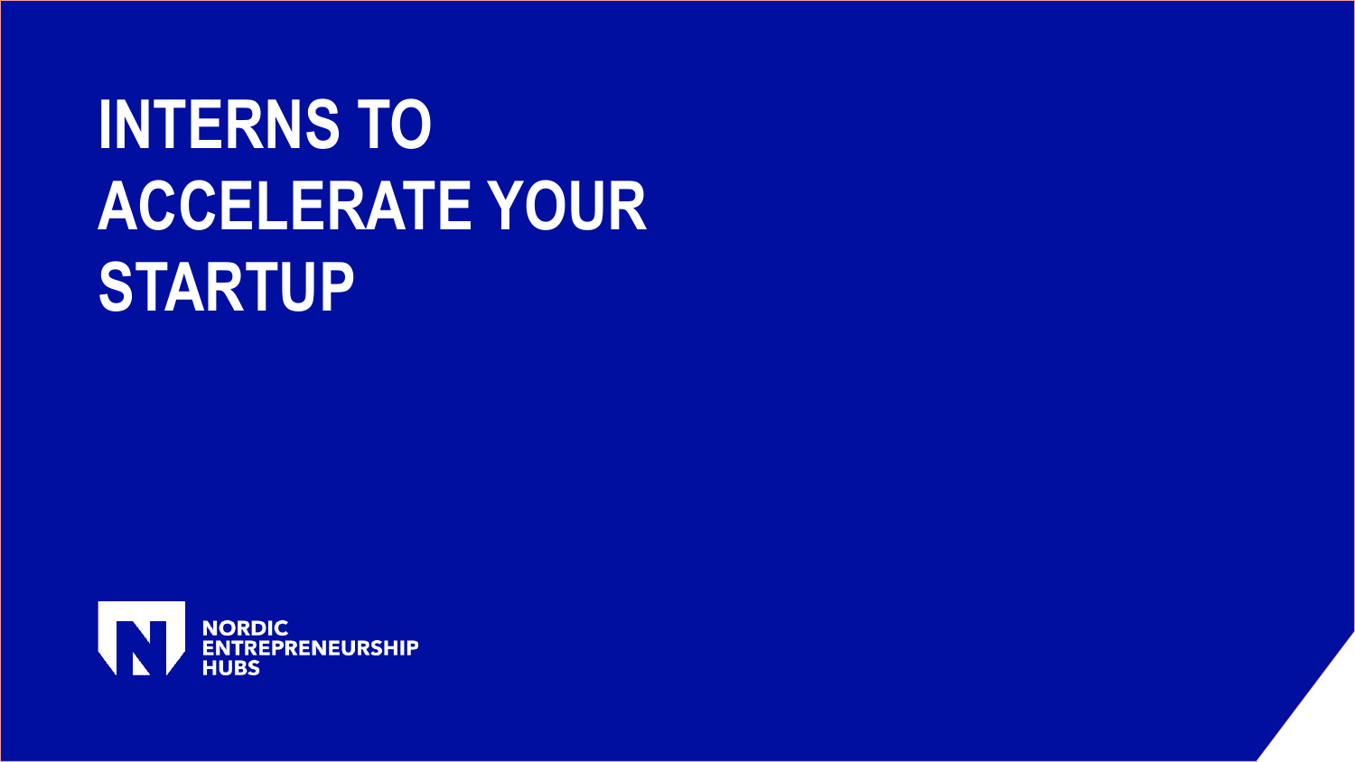# INTERNS TO ACCELERATE YOUR STARTUP

NORDIC ENTREPRENEURSHIP HUBS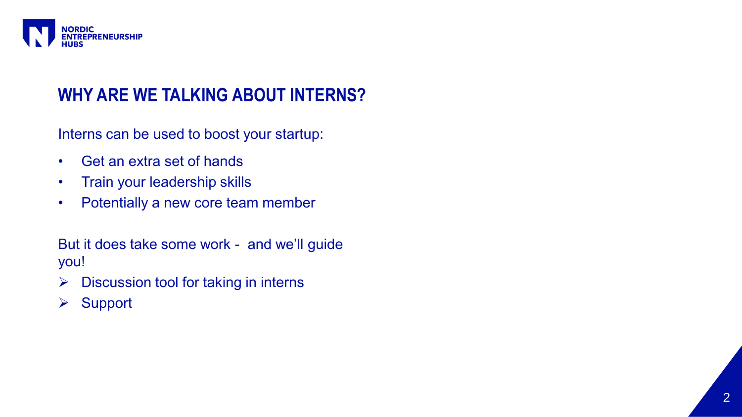## WHY ARE WE TALKING ABOUT INTERNS?

Interns can be used to boost your startup:

- Get an extra set of hands
- Train your leadership skills
- Potentially a new core team member

But it does take some work - and we'll guide you!

- ➢ Discussion tool for taking in interns
- ➢ Support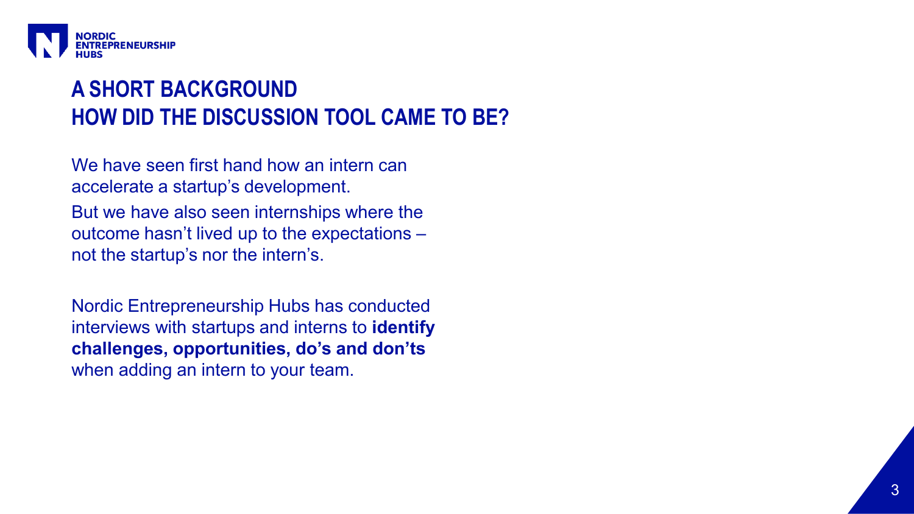# A SHORT BACKGROUND
# HOW DID THE DISCUSSION TOOL CAME TO BE?

We have seen first hand how an intern can accelerate a startup's development.

But we have also seen internships where the outcome hasn't lived up to the expectations – not the startup's nor the intern's.

Nordic Entrepreneurship Hubs has conducted interviews with startups and interns to **identify challenges, opportunities, do's and don'ts** when adding an intern to your team.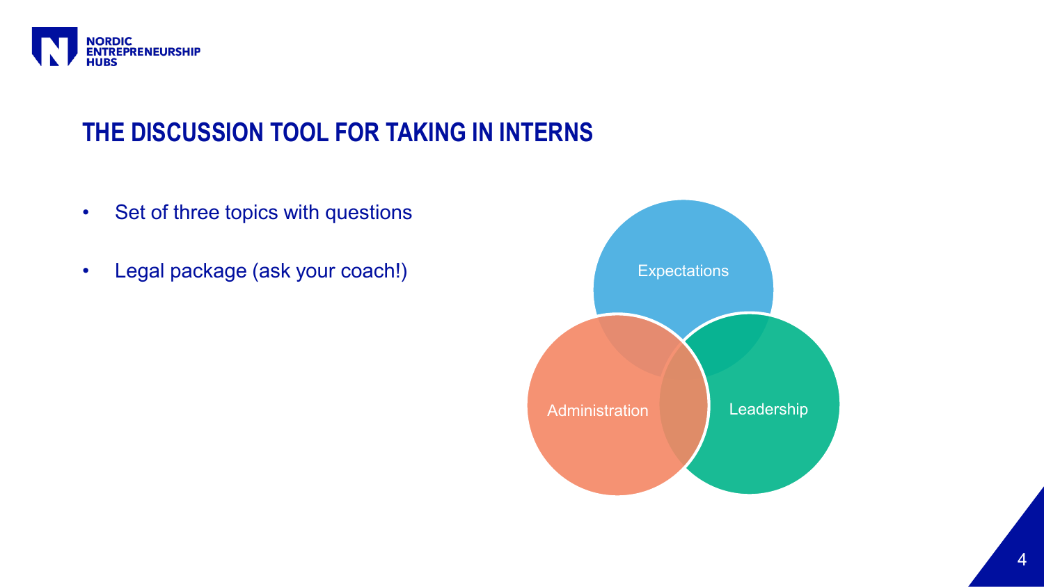## THE DISCUSSION TOOL FOR TAKING IN INTERNS

- Set of three topics with questions
- Legal package (ask your coach!)

Expectations

Administration

Leadership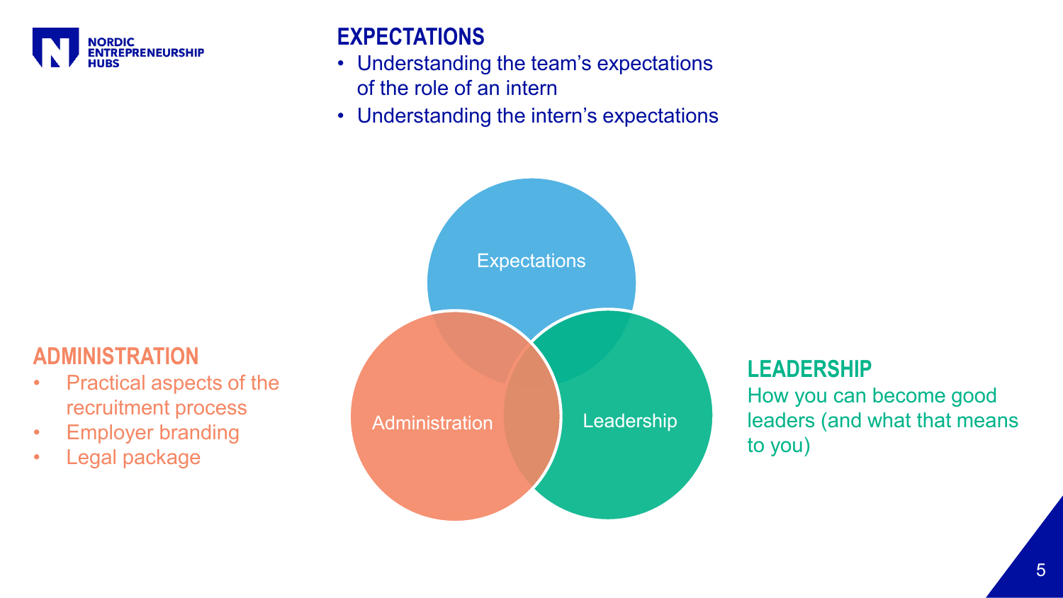## EXPECTATIONS

- Understanding the team's expectations of the role of an intern
- Understanding the intern's expectations

Expectations

Administration

Leadership

## ADMINISTRATION

- Practical aspects of the recruitment process
- Employer branding
- Legal package

## LEADERSHIP

How you can become good leaders (and what that means to you)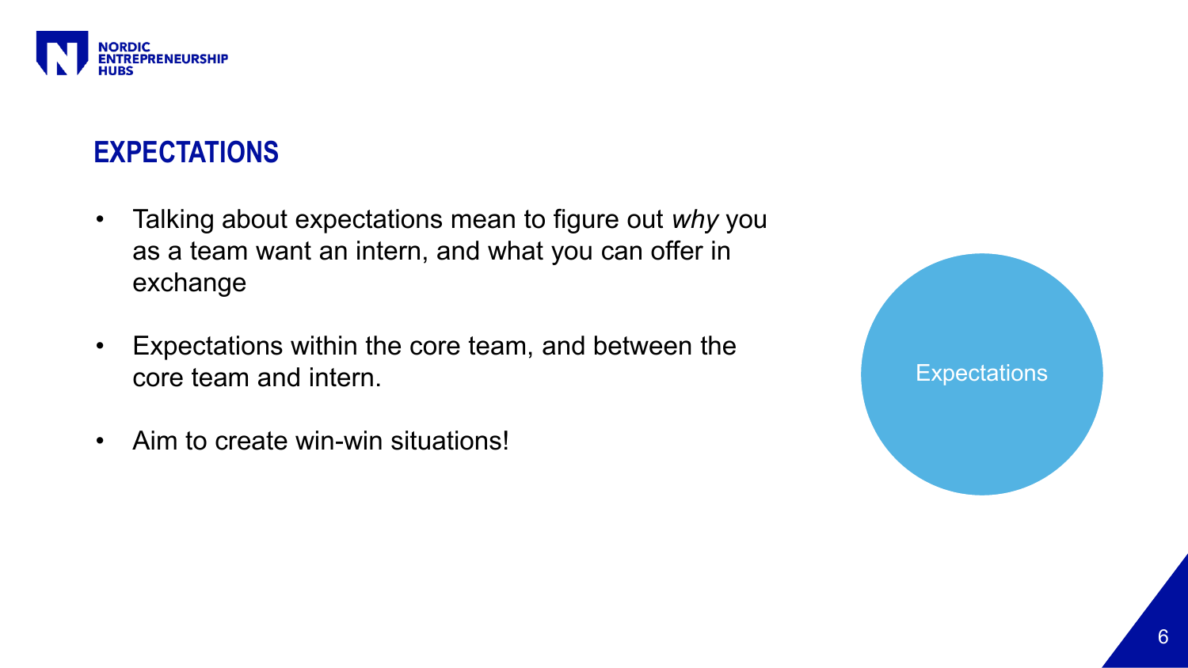## EXPECTATIONS

- Talking about expectations mean to figure out *why* you as a team want an intern, and what you can offer in exchange
- Expectations within the core team, and between the core team and intern.
- Aim to create win-win situations!

Expectations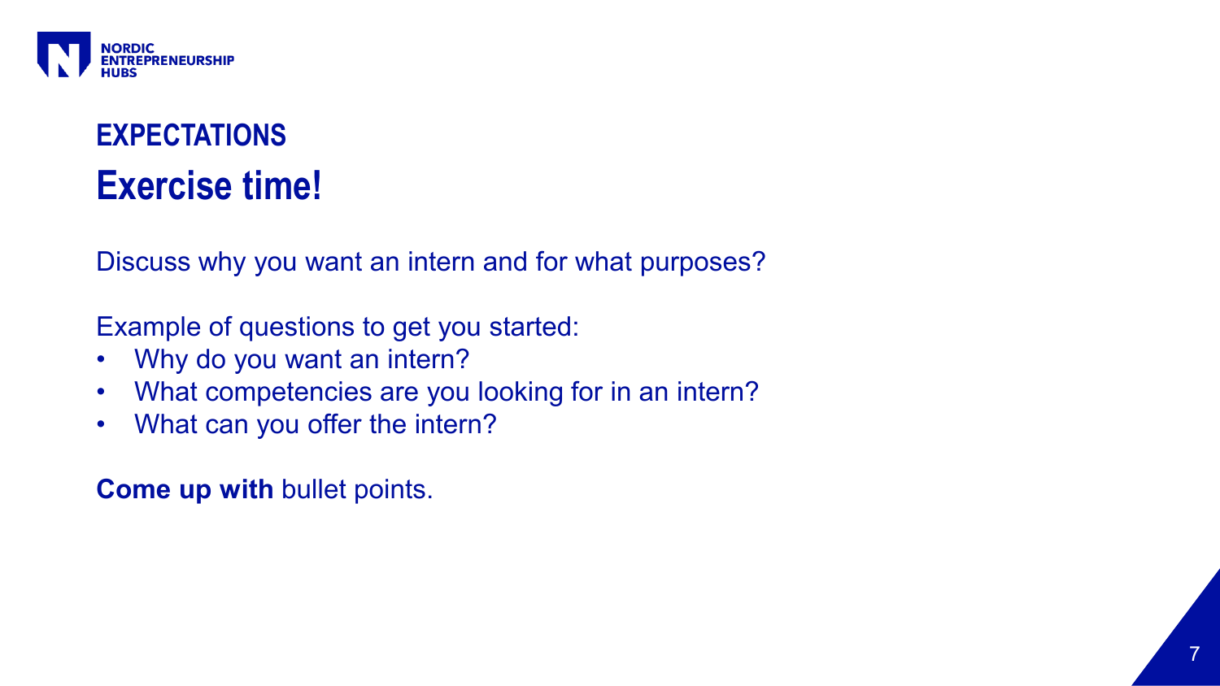## EXPECTATIONS

# Exercise time!

Discuss why you want an intern and for what purposes?

Example of questions to get you started:

- Why do you want an intern?
- What competencies are you looking for in an intern?
- What can you offer the intern?

**Come up with** bullet points.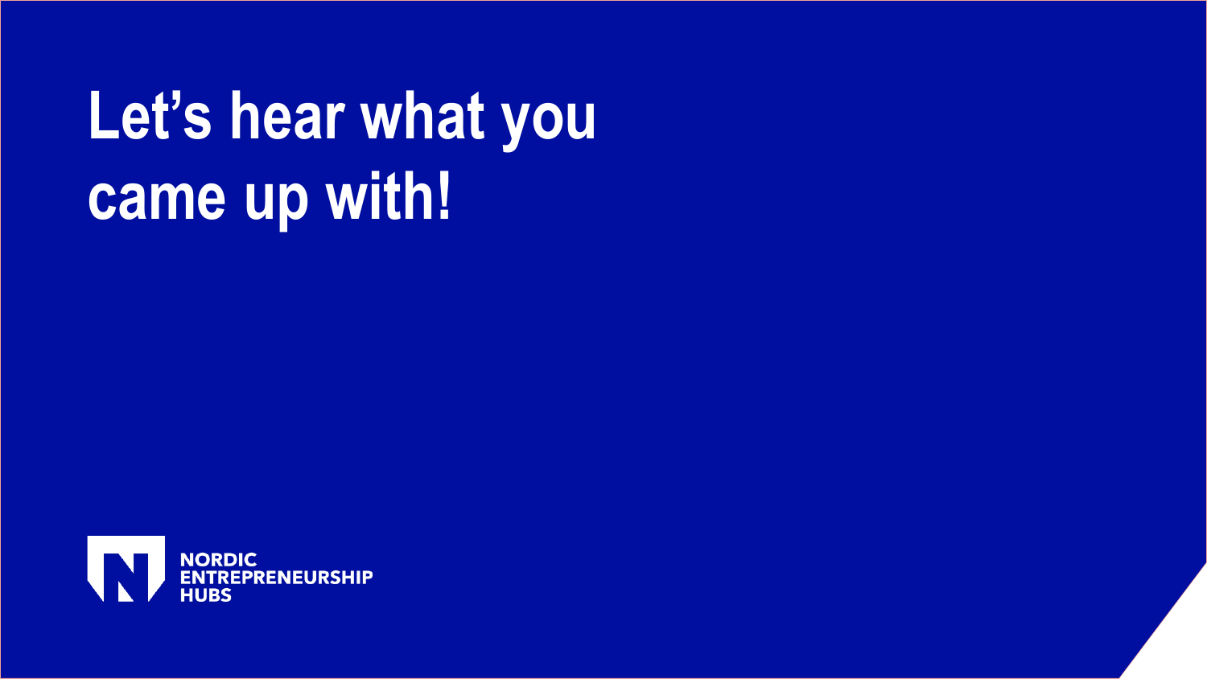# Let's hear what you came up with!

NORDIC ENTREPRENEURSHIP HUBS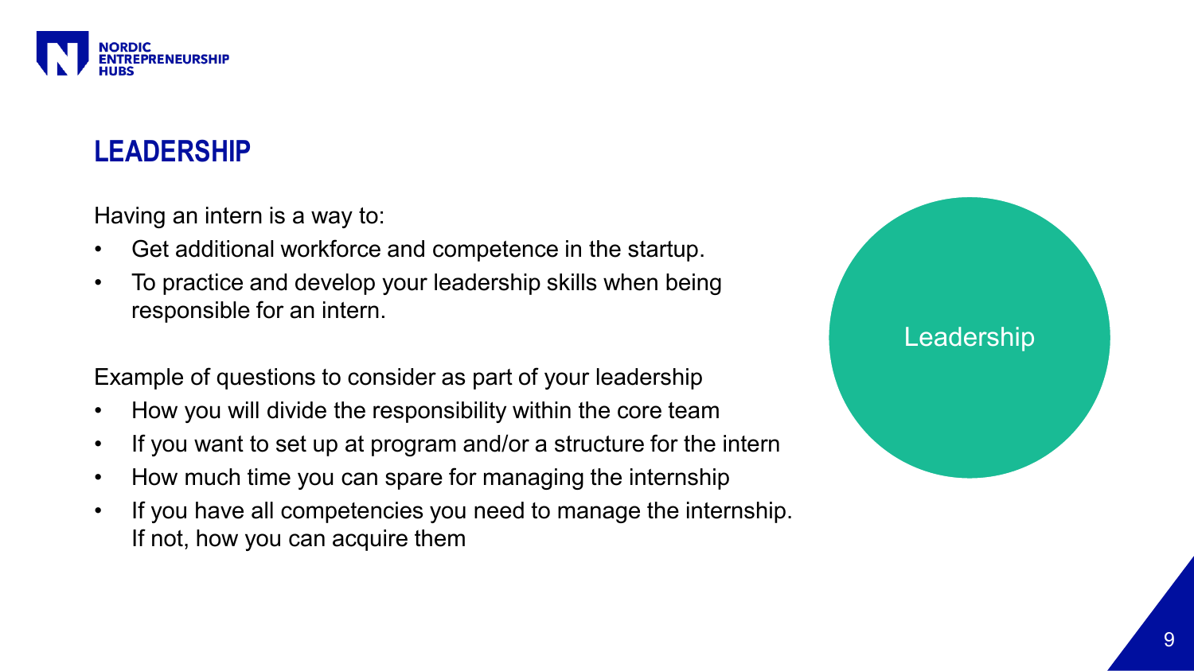## LEADERSHIP

Having an intern is a way to:

- Get additional workforce and competence in the startup.
- To practice and develop your leadership skills when being responsible for an intern.

Example of questions to consider as part of your leadership

- How you will divide the responsibility within the core team
- If you want to set up at program and/or a structure for the intern
- How much time you can spare for managing the internship
- If you have all competencies you need to manage the internship. If not, how you can acquire them

Leadership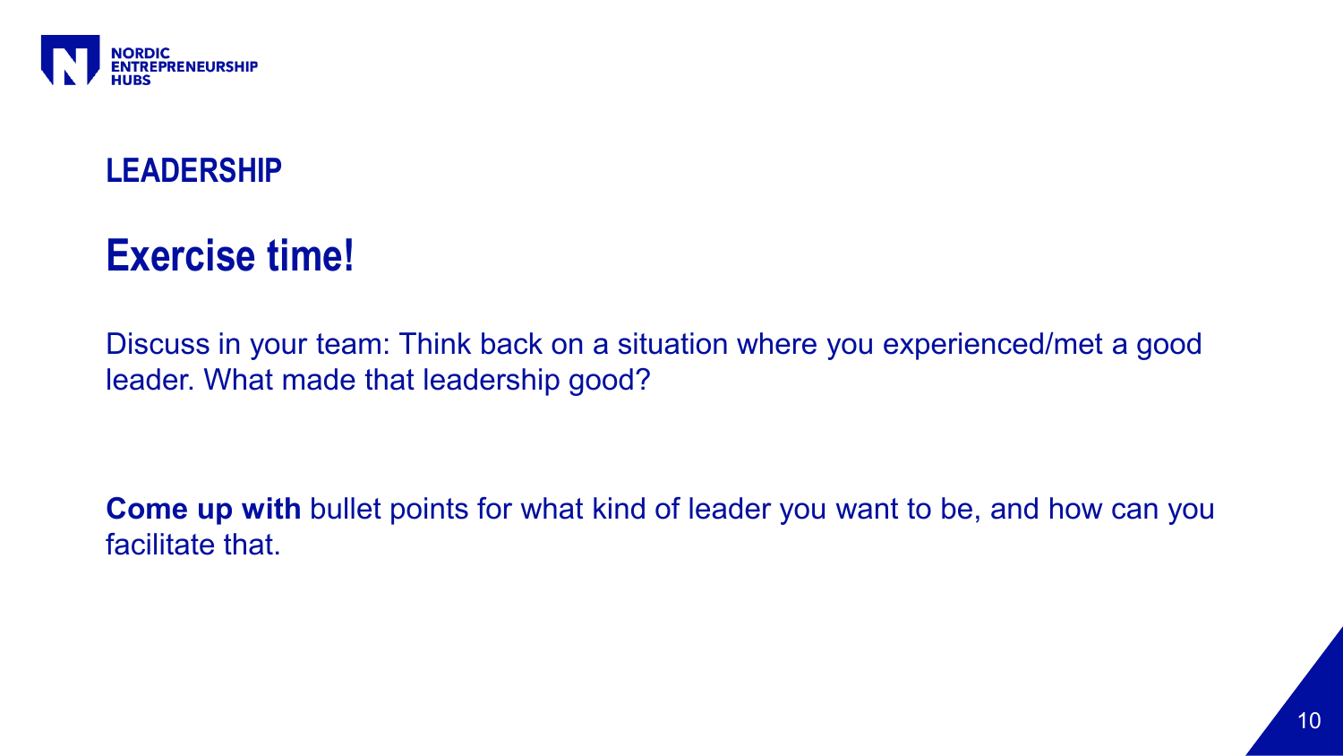## LEADERSHIP

# Exercise time!

Discuss in your team: Think back on a situation where you experienced/met a good leader. What made that leadership good?

**Come up with** bullet points for what kind of leader you want to be, and how can you facilitate that.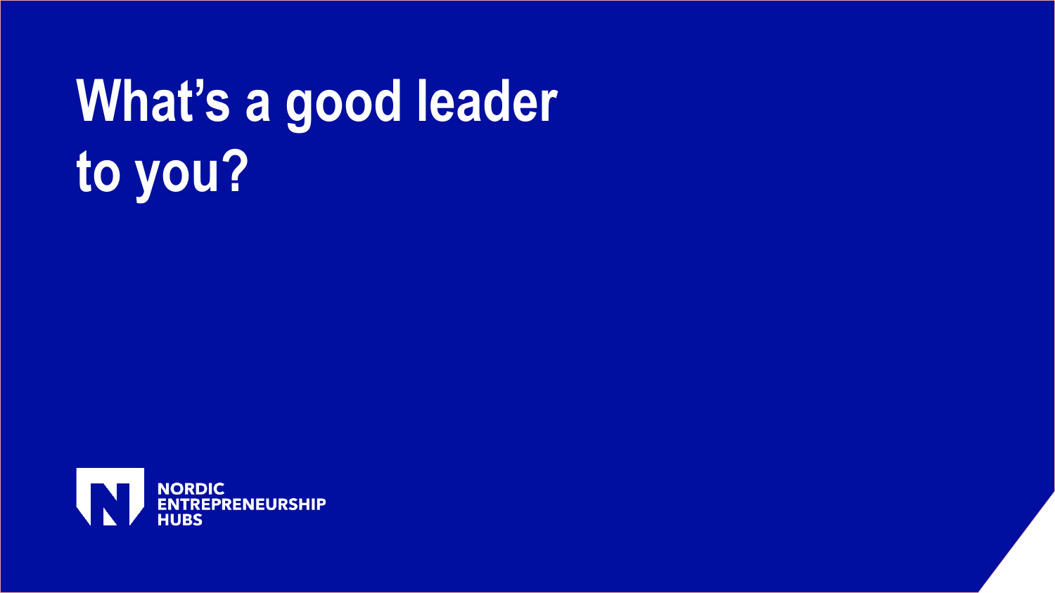# What's a good leader to you?

NORDIC ENTREPRENEURSHIP HUBS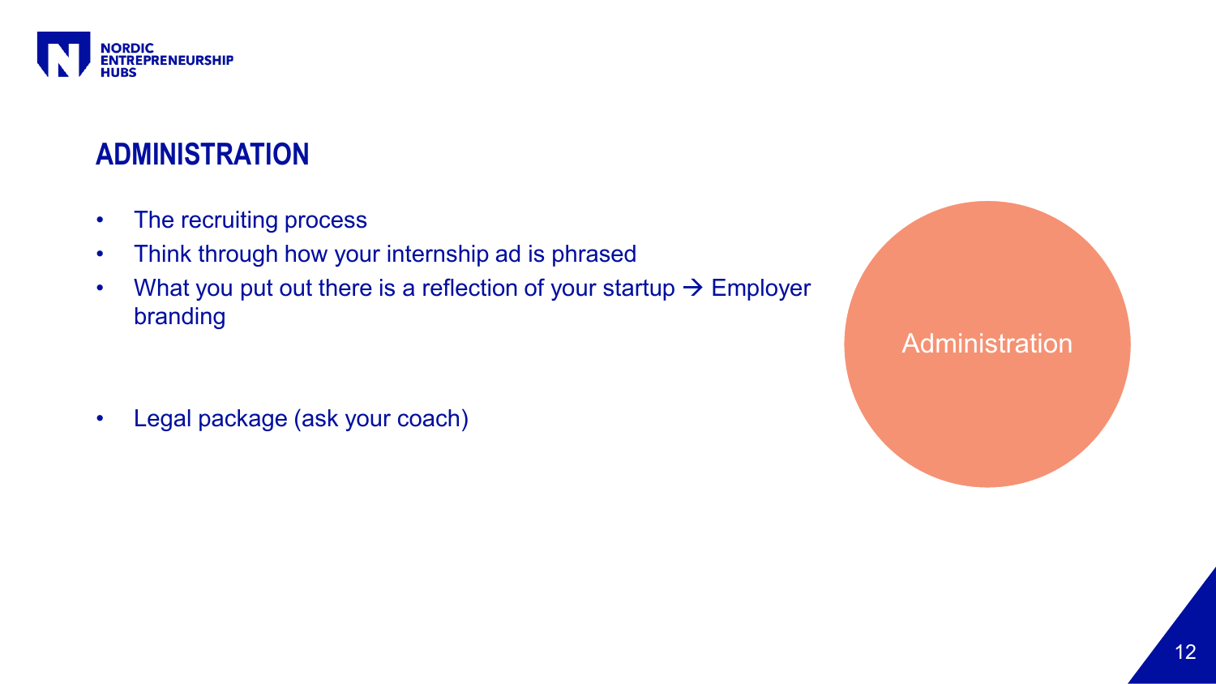## ADMINISTRATION

- The recruiting process
- Think through how your internship ad is phrased
- What you put out there is a reflection of your startup → Employer branding

- Legal package (ask your coach)

Administration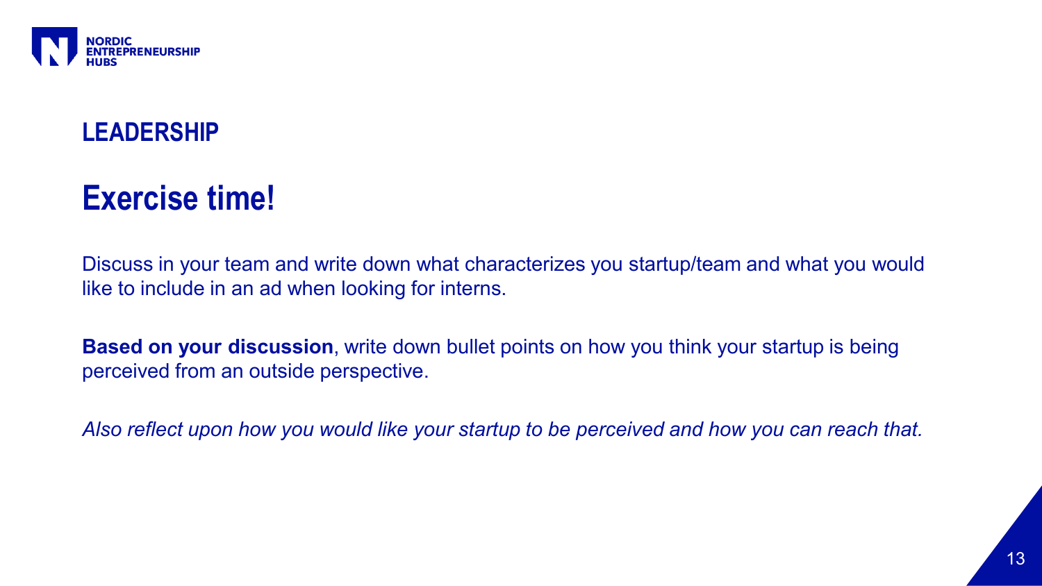## LEADERSHIP

# Exercise time!

Discuss in your team and write down what characterizes you startup/team and what you would like to include in an ad when looking for interns.

**Based on your discussion**, write down bullet points on how you think your startup is being perceived from an outside perspective.

*Also reflect upon how you would like your startup to be perceived and how you can reach that.*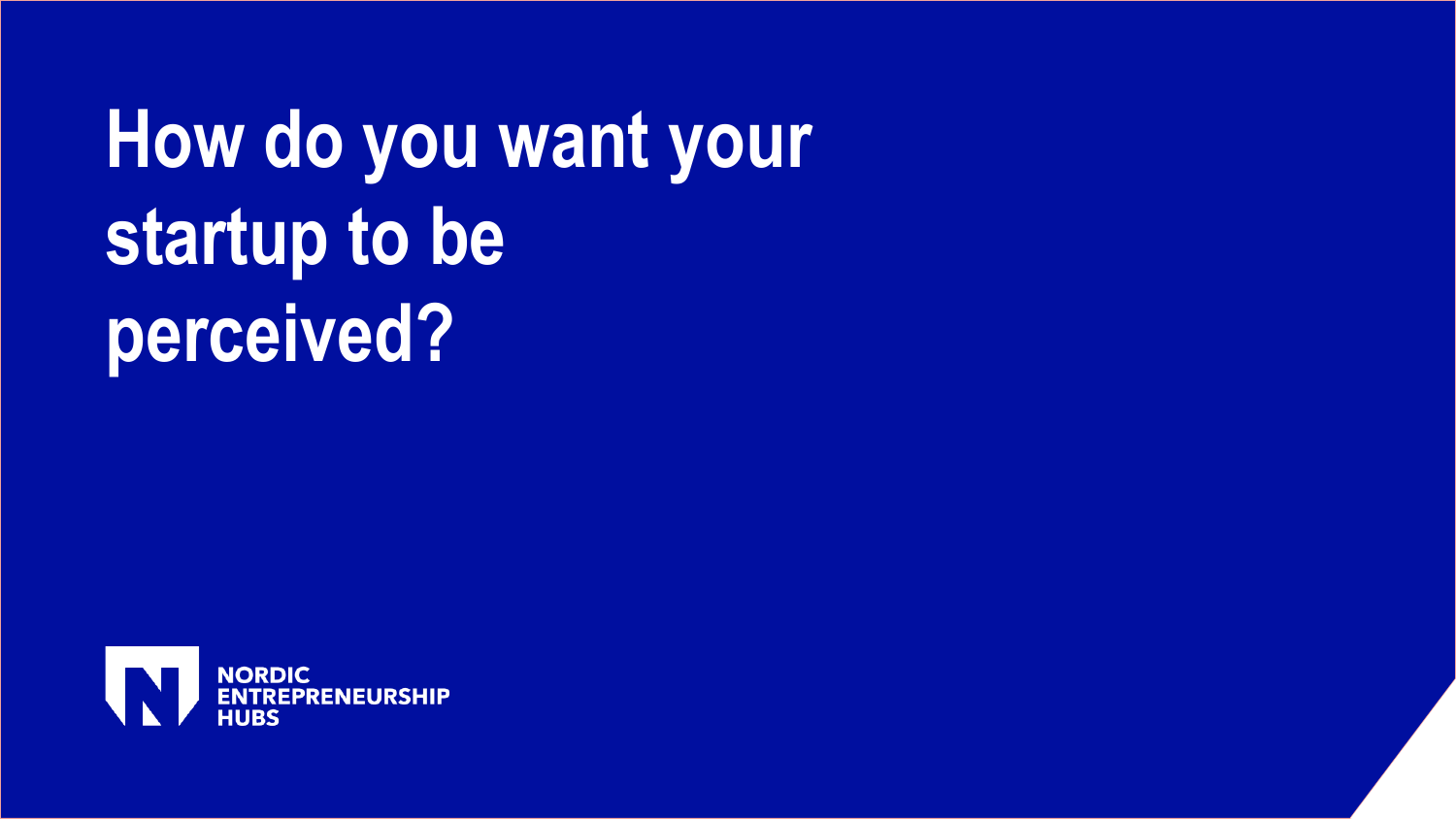# How do you want your startup to be perceived?

NORDIC ENTREPRENEURSHIP HUBS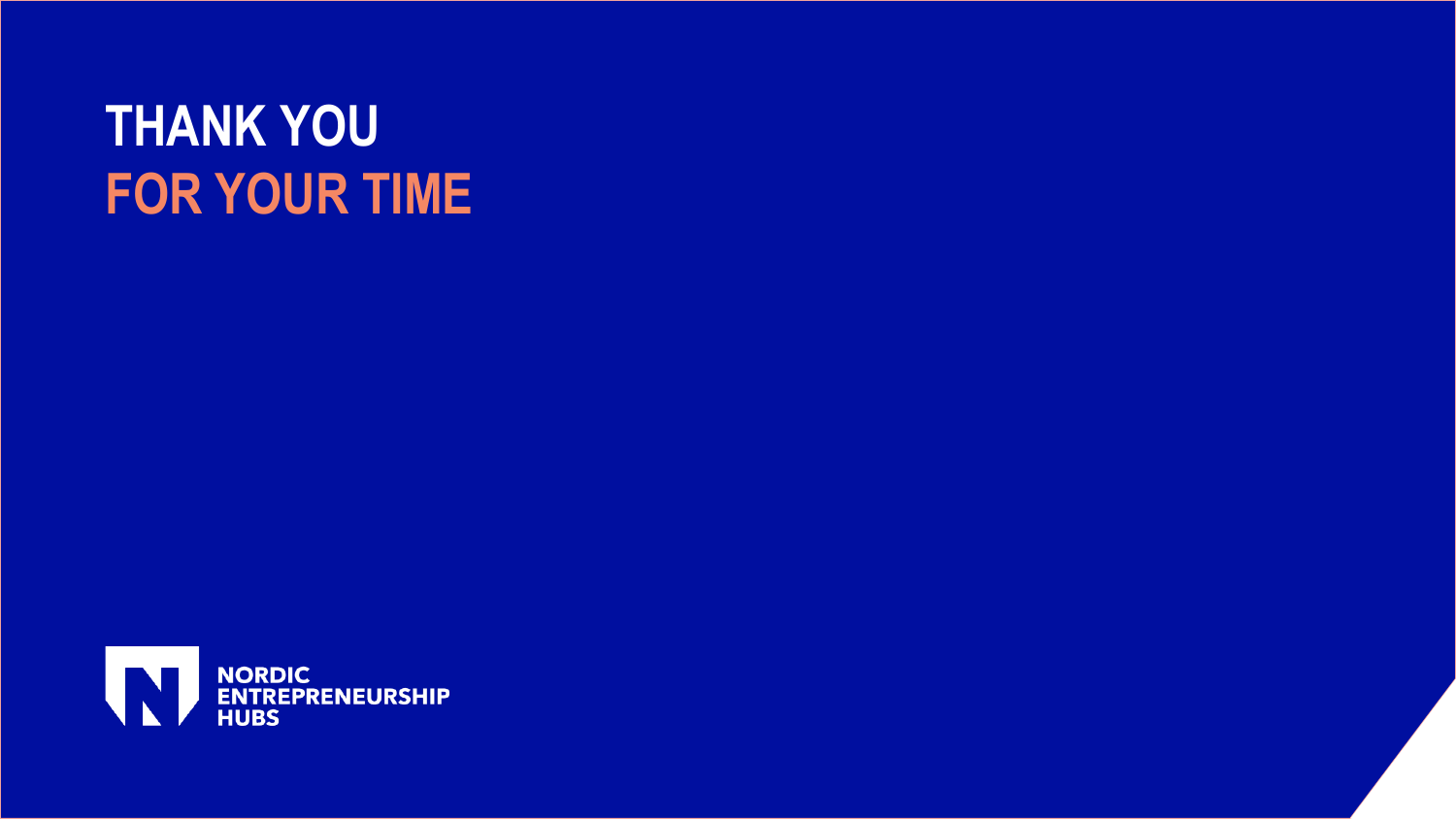# THANK YOU
# FOR YOUR TIME

NORDIC
ENTREPRENEURSHIP
HUBS